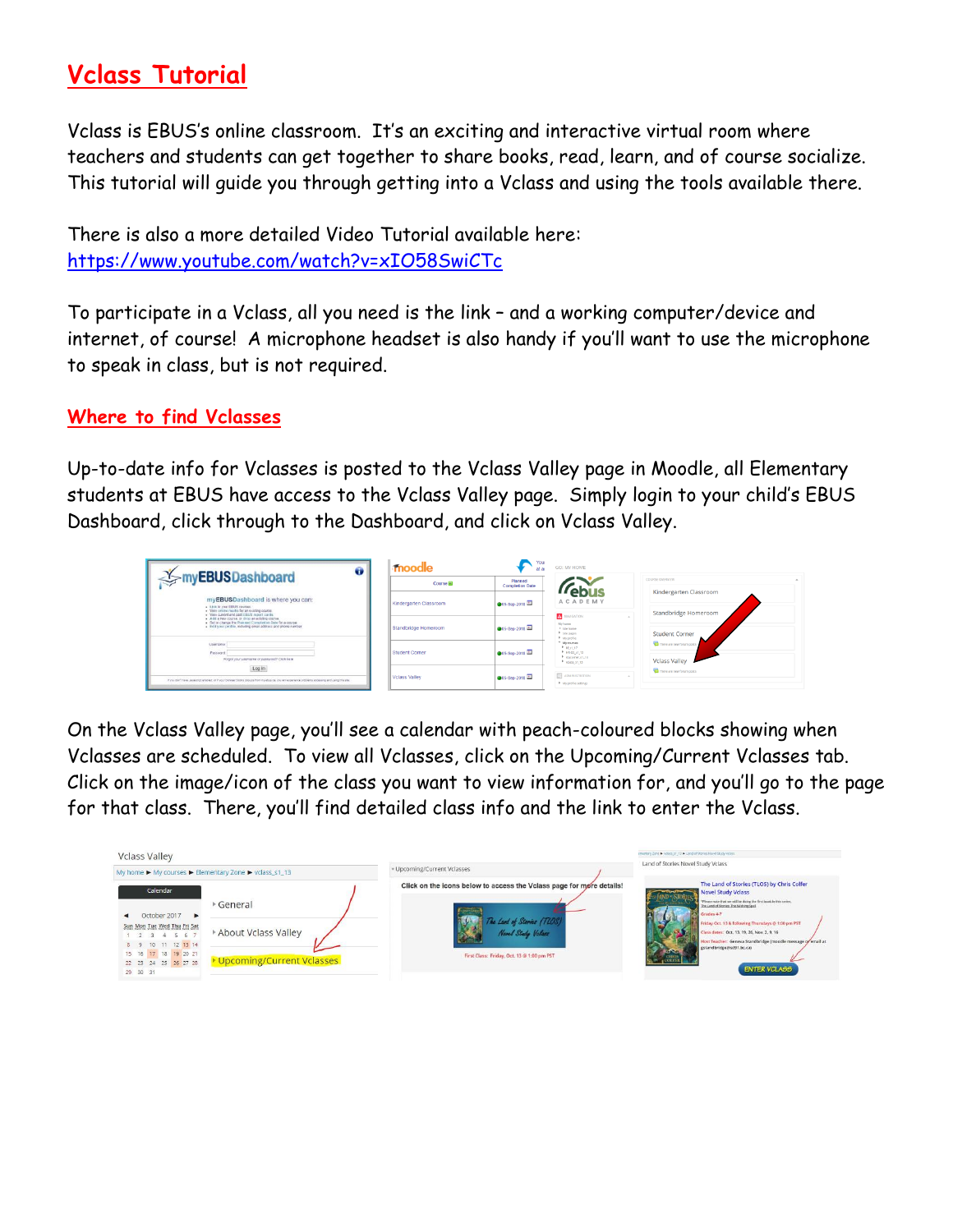# Vclass Tutorial

Vclass is EBUS's online classroom. It's an exciting and interactive virtual room where teachers and students can get together to share books, read, learn, and of course socialize. This tutorial will guide you through getting into a Vclass and using the tools available there.

There is also a more detailed Video Tutorial available here:
https://www.youtube.com/watch?v=xIO58SwiCTc

To participate in a Vclass, all you need is the link – and a working computer/device and internet, of course! A microphone headset is also handy if you'll want to use the microphone to speak in class, but is not required.

## Where to find Vclasses

Up-to-date info for Vclasses is posted to the Vclass Valley page in Moodle, all Elementary students at EBUS have access to the Vclass Valley page. Simply login to your child's EBUS Dashboard, click through to the Dashboard, and click on Vclass Valley.

On the Vclass Valley page, you'll see a calendar with peach-coloured blocks showing when Vclasses are scheduled. To view all Vclasses, click on the Upcoming/Current Vclasses tab. Click on the image/icon of the class you want to view information for, and you'll go to the page for that class. There, you'll find detailed class info and the link to enter the Vclass.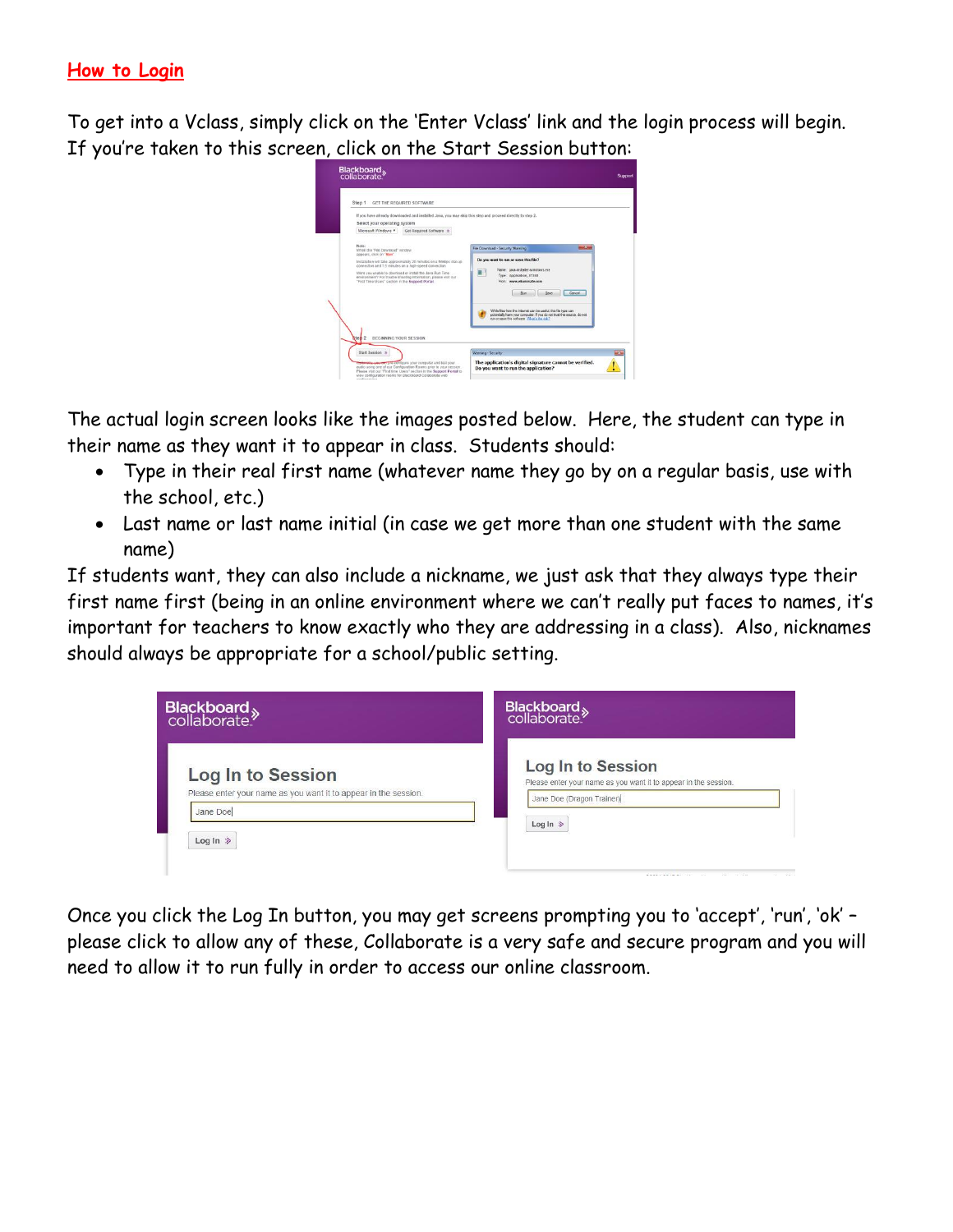## How to Login

To get into a Vclass, simply click on the 'Enter Vclass' link and the login process will begin. If you're taken to this screen, click on the Start Session button:

The actual login screen looks like the images posted below. Here, the student can type in their name as they want it to appear in class. Students should:

- Type in their real first name (whatever name they go by on a regular basis, use with the school, etc.)
- Last name or last name initial (in case we get more than one student with the same name)

If students want, they can also include a nickname, we just ask that they always type their first name first (being in an online environment where we can't really put faces to names, it's important for teachers to know exactly who they are addressing in a class). Also, nicknames should always be appropriate for a school/public setting.

Once you click the Log In button, you may get screens prompting you to 'accept', 'run', 'ok' – please click to allow any of these, Collaborate is a very safe and secure program and you will need to allow it to run fully in order to access our online classroom.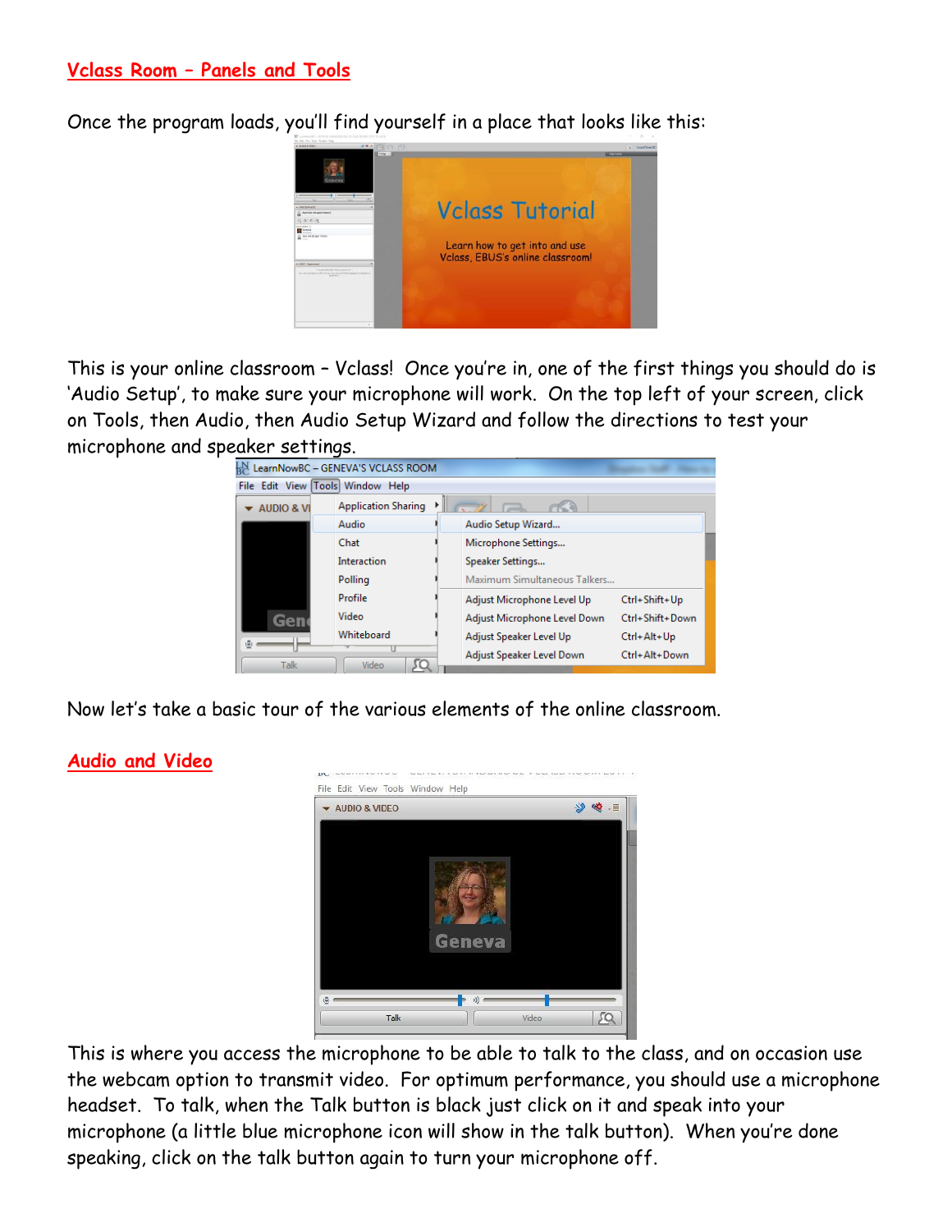## Vclass Room – Panels and Tools

Once the program loads, you'll find yourself in a place that looks like this:

This is your online classroom – Vclass! Once you're in, one of the first things you should do is 'Audio Setup', to make sure your microphone will work. On the top left of your screen, click on Tools, then Audio, then Audio Setup Wizard and follow the directions to test your microphone and speaker settings.

Now let's take a basic tour of the various elements of the online classroom.

## Audio and Video

This is where you access the microphone to be able to talk to the class, and on occasion use the webcam option to transmit video. For optimum performance, you should use a microphone headset. To talk, when the Talk button is black just click on it and speak into your microphone (a little blue microphone icon will show in the talk button). When you're done speaking, click on the talk button again to turn your microphone off.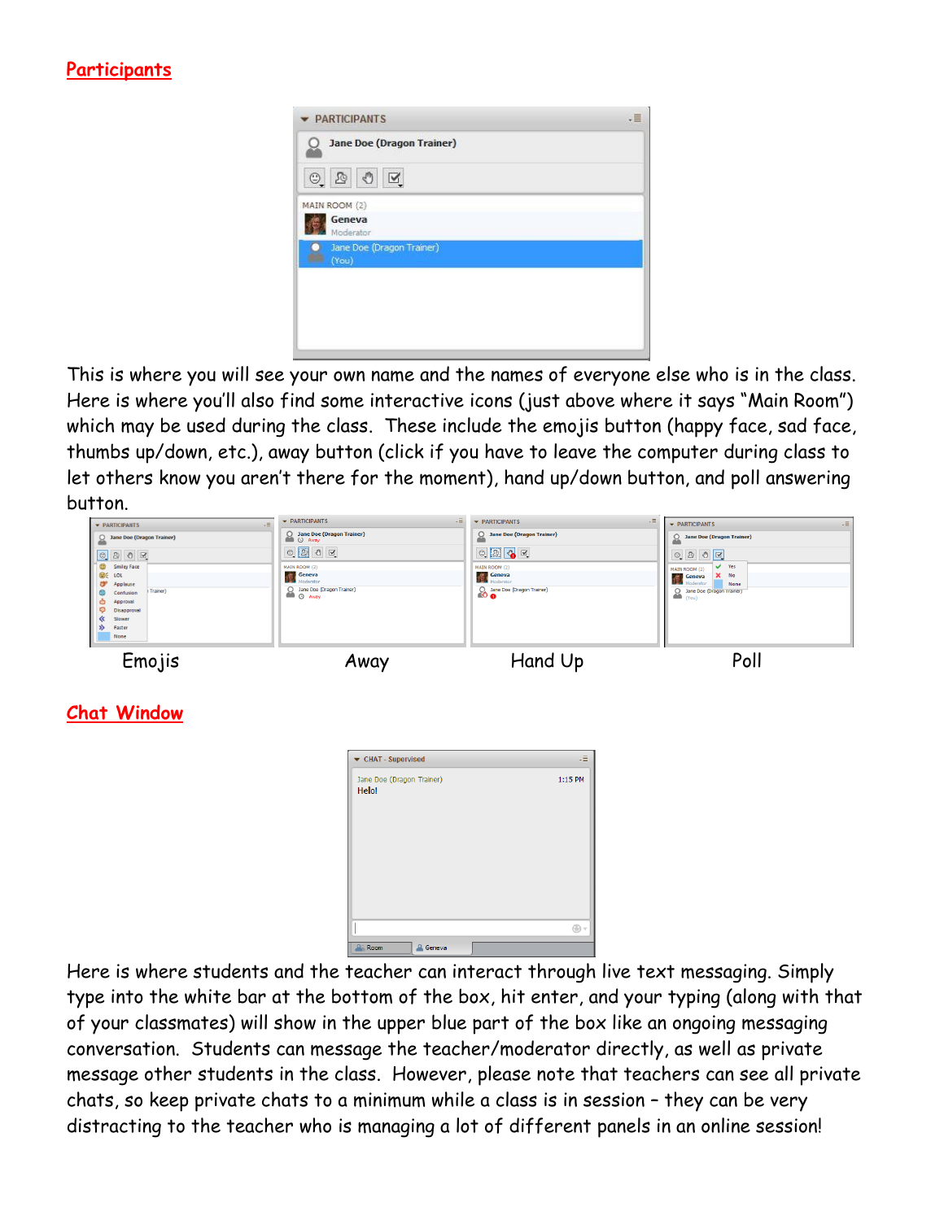## Participants

This is where you will see your own name and the names of everyone else who is in the class. Here is where you'll also find some interactive icons (just above where it says "Main Room") which may be used during the class. These include the emojis button (happy face, sad face, thumbs up/down, etc.), away button (click if you have to leave the computer during class to let others know you aren't there for the moment), hand up/down button, and poll answering button.

Emojis | Away | Hand Up | Poll

## Chat Window

Here is where students and the teacher can interact through live text messaging. Simply type into the white bar at the bottom of the box, hit enter, and your typing (along with that of your classmates) will show in the upper blue part of the box like an ongoing messaging conversation. Students can message the teacher/moderator directly, as well as private message other students in the class. However, please note that teachers can see all private chats, so keep private chats to a minimum while a class is in session – they can be very distracting to the teacher who is managing a lot of different panels in an online session!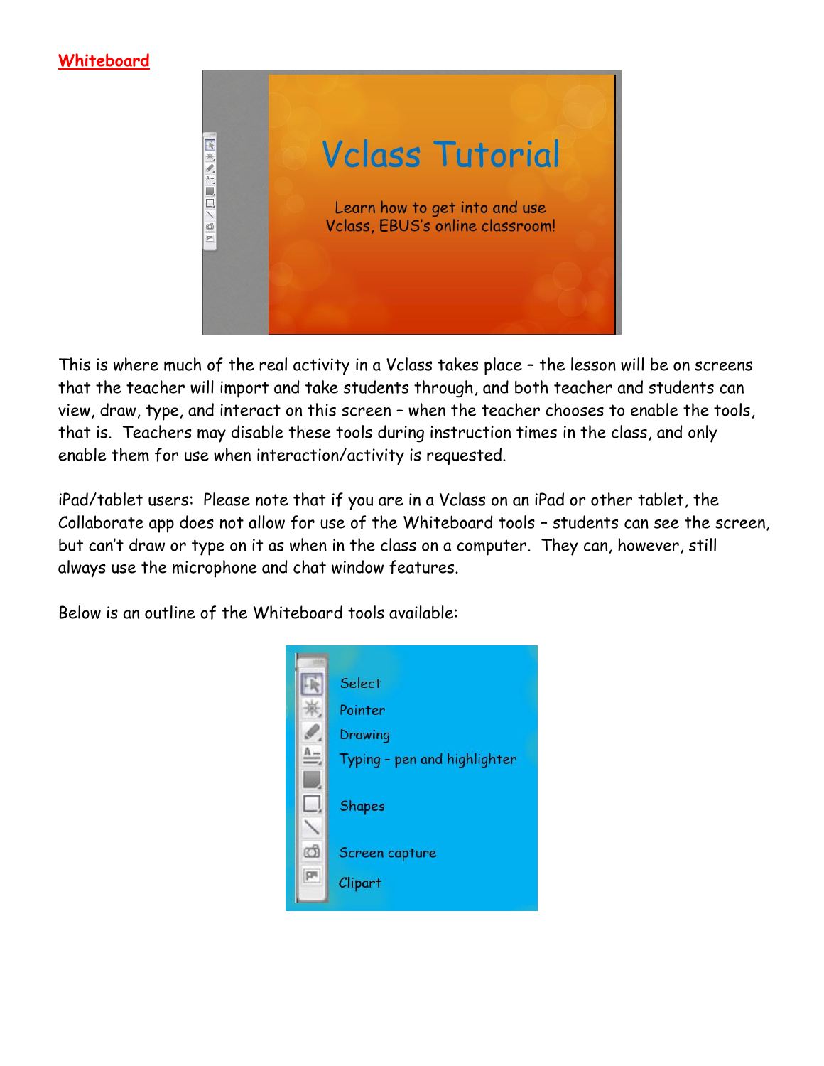## Whiteboard

This is where much of the real activity in a Vclass takes place – the lesson will be on screens that the teacher will import and take students through, and both teacher and students can view, draw, type, and interact on this screen – when the teacher chooses to enable the tools, that is. Teachers may disable these tools during instruction times in the class, and only enable them for use when interaction/activity is requested.

iPad/tablet users: Please note that if you are in a Vclass on an iPad or other tablet, the Collaborate app does not allow for use of the Whiteboard tools – students can see the screen, but can't draw or type on it as when in the class on a computer. They can, however, still always use the microphone and chat window features.

Below is an outline of the Whiteboard tools available: